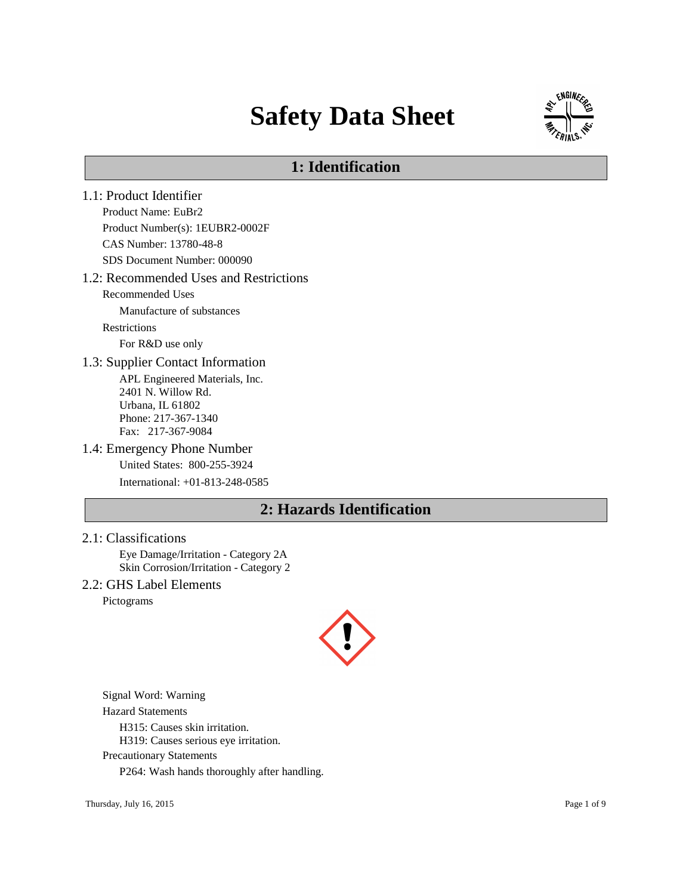# Safety Data Sheet

## 1: Identification

### 1.1: Product Identifier

Product Name: EuBr2

Product Number(s): 1EUBR2-0002F

CAS Number: 13780-48-8

SDS Document Number: 000090

### 1.2: Recommended Uses and Restrictions

Recommended Uses

Manufacture of substances

Restrictions

For R&D use only

### 1.3: Supplier Contact Information

APL Engineered Materials, Inc.
2401 N. Willow Rd.
Urbana, IL 61802
Phone: 217-367-1340
Fax: 217-367-9084

### 1.4: Emergency Phone Number

United States: 800-255-3924

International: +01-813-248-0585

## 2: Hazards Identification

### 2.1: Classifications

Eye Damage/Irritation - Category 2A
Skin Corrosion/Irritation - Category 2

### 2.2: GHS Label Elements

Pictograms

Signal Word: Warning

Hazard Statements

H315: Causes skin irritation.
H319: Causes serious eye irritation.

Precautionary Statements

P264: Wash hands thoroughly after handling.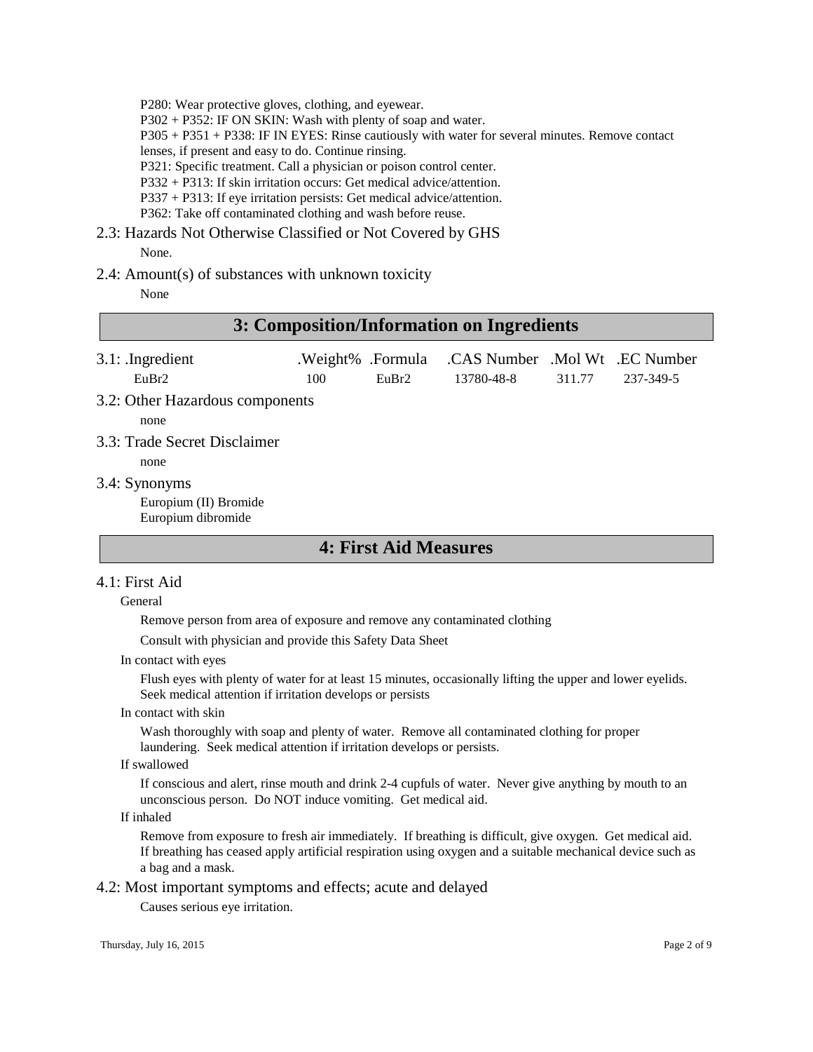P280: Wear protective gloves, clothing, and eyewear.
P302 + P352: IF ON SKIN: Wash with plenty of soap and water.
P305 + P351 + P338: IF IN EYES: Rinse cautiously with water for several minutes. Remove contact lenses, if present and easy to do. Continue rinsing.
P321: Specific treatment. Call a physician or poison control center.
P332 + P313: If skin irritation occurs: Get medical advice/attention.
P337 + P313: If eye irritation persists: Get medical advice/attention.
P362: Take off contaminated clothing and wash before reuse.

### 2.3: Hazards Not Otherwise Classified or Not Covered by GHS

None.

### 2.4: Amount(s) of substances with unknown toxicity

None

## 3: Composition/Information on Ingredients

### 3.1:

| .Ingredient | .Weight% | .Formula | .CAS Number | .Mol Wt | .EC Number |
|---|---|---|---|---|---|
| $EuBr_2$ | 100 | $EuBr_2$ | 13780-48-8 | 311.77 | 237-349-5 |

### 3.2: Other Hazardous components

none

### 3.3: Trade Secret Disclaimer

none

### 3.4: Synonyms

Europium (II) Bromide
Europium dibromide

## 4: First Aid Measures

### 4.1: First Aid

General

Remove person from area of exposure and remove any contaminated clothing

Consult with physician and provide this Safety Data Sheet

In contact with eyes

Flush eyes with plenty of water for at least 15 minutes, occasionally lifting the upper and lower eyelids. Seek medical attention if irritation develops or persists

In contact with skin

Wash thoroughly with soap and plenty of water. Remove all contaminated clothing for proper laundering. Seek medical attention if irritation develops or persists.

If swallowed

If conscious and alert, rinse mouth and drink 2-4 cupfuls of water. Never give anything by mouth to an unconscious person. Do NOT induce vomiting. Get medical aid.

If inhaled

Remove from exposure to fresh air immediately. If breathing is difficult, give oxygen. Get medical aid. If breathing has ceased apply artificial respiration using oxygen and a suitable mechanical device such as a bag and a mask.

### 4.2: Most important symptoms and effects; acute and delayed

Causes serious eye irritation.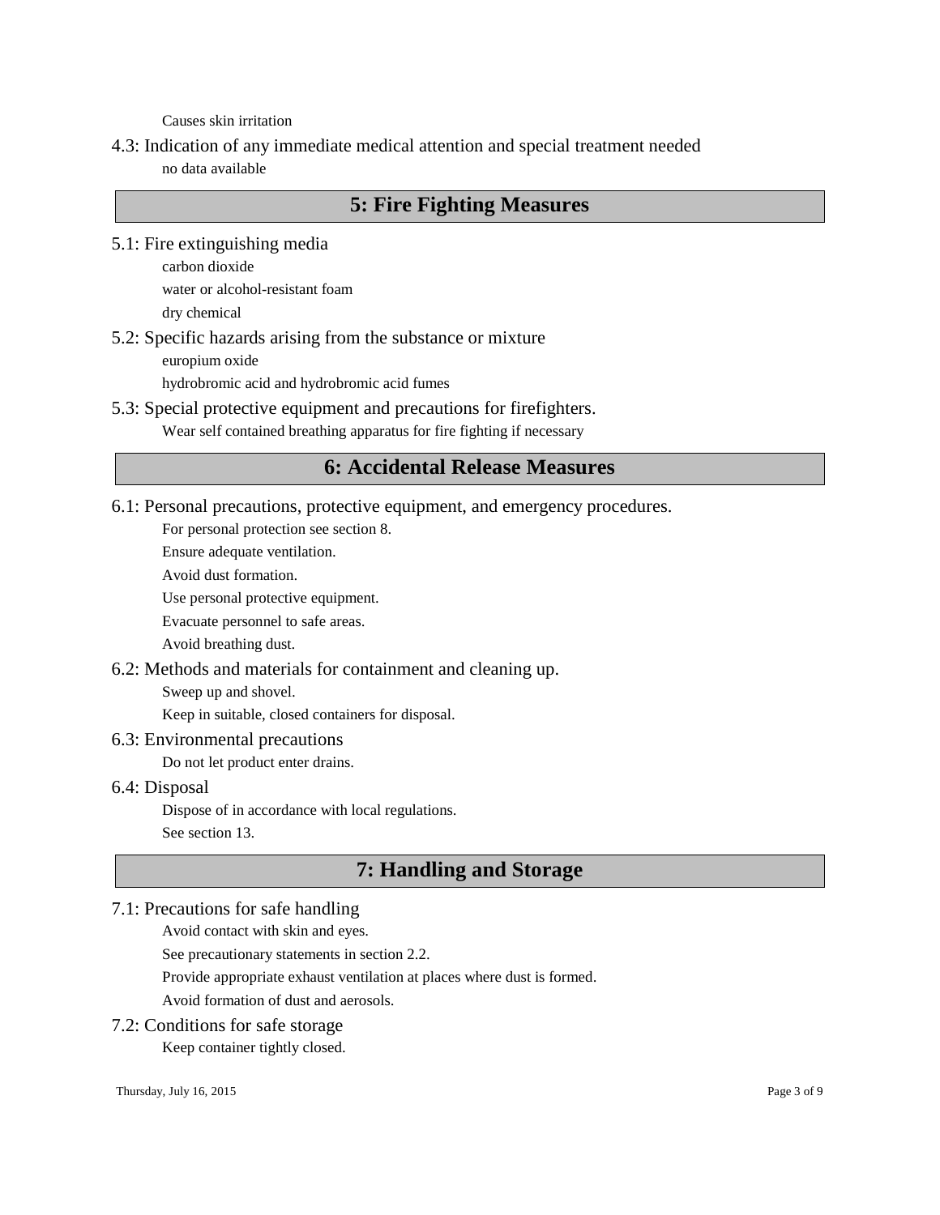Causes skin irritation

### 4.3: Indication of any immediate medical attention and special treatment needed

no data available

## 5: Fire Fighting Measures

### 5.1: Fire extinguishing media

carbon dioxide

water or alcohol-resistant foam

dry chemical

### 5.2: Specific hazards arising from the substance or mixture

europium oxide

hydrobromic acid and hydrobromic acid fumes

### 5.3: Special protective equipment and precautions for firefighters.

Wear self contained breathing apparatus for fire fighting if necessary

## 6: Accidental Release Measures

### 6.1: Personal precautions, protective equipment, and emergency procedures.

For personal protection see section 8.

Ensure adequate ventilation.

Avoid dust formation.

Use personal protective equipment.

Evacuate personnel to safe areas.

Avoid breathing dust.

### 6.2: Methods and materials for containment and cleaning up.

Sweep up and shovel.

Keep in suitable, closed containers for disposal.

### 6.3: Environmental precautions

Do not let product enter drains.

### 6.4: Disposal

Dispose of in accordance with local regulations.

See section 13.

## 7: Handling and Storage

### 7.1: Precautions for safe handling

Avoid contact with skin and eyes.

See precautionary statements in section 2.2.

Provide appropriate exhaust ventilation at places where dust is formed.

Avoid formation of dust and aerosols.

### 7.2: Conditions for safe storage

Keep container tightly closed.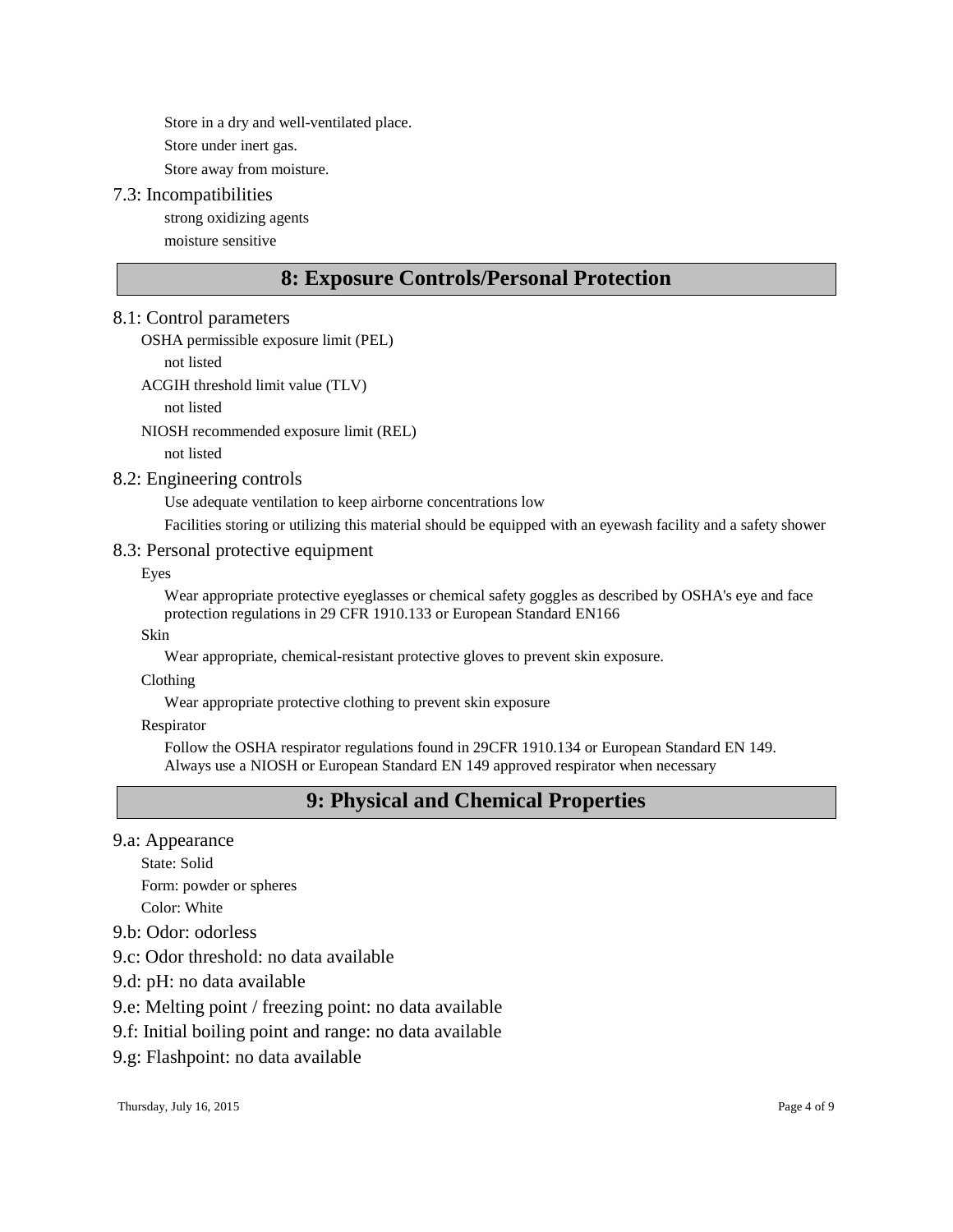Store in a dry and well-ventilated place.

Store under inert gas.

Store away from moisture.

### 7.3: Incompatibilities

strong oxidizing agents

moisture sensitive

## 8: Exposure Controls/Personal Protection

### 8.1: Control parameters

OSHA permissible exposure limit (PEL)

not listed

ACGIH threshold limit value (TLV)

not listed

NIOSH recommended exposure limit (REL)

not listed

### 8.2: Engineering controls

Use adequate ventilation to keep airborne concentrations low

Facilities storing or utilizing this material should be equipped with an eyewash facility and a safety shower

### 8.3: Personal protective equipment

Eyes

Wear appropriate protective eyeglasses or chemical safety goggles as described by OSHA's eye and face protection regulations in 29 CFR 1910.133 or European Standard EN166

Skin

Wear appropriate, chemical-resistant protective gloves to prevent skin exposure.

Clothing

Wear appropriate protective clothing to prevent skin exposure

Respirator

Follow the OSHA respirator regulations found in 29CFR 1910.134 or European Standard EN 149. Always use a NIOSH or European Standard EN 149 approved respirator when necessary

## 9: Physical and Chemical Properties

### 9.a: Appearance

State: Solid

Form: powder or spheres

Color: White

### 9.b: Odor: odorless

### 9.c: Odor threshold: no data available

### 9.d: pH: no data available

### 9.e: Melting point / freezing point: no data available

### 9.f: Initial boiling point and range: no data available

### 9.g: Flashpoint: no data available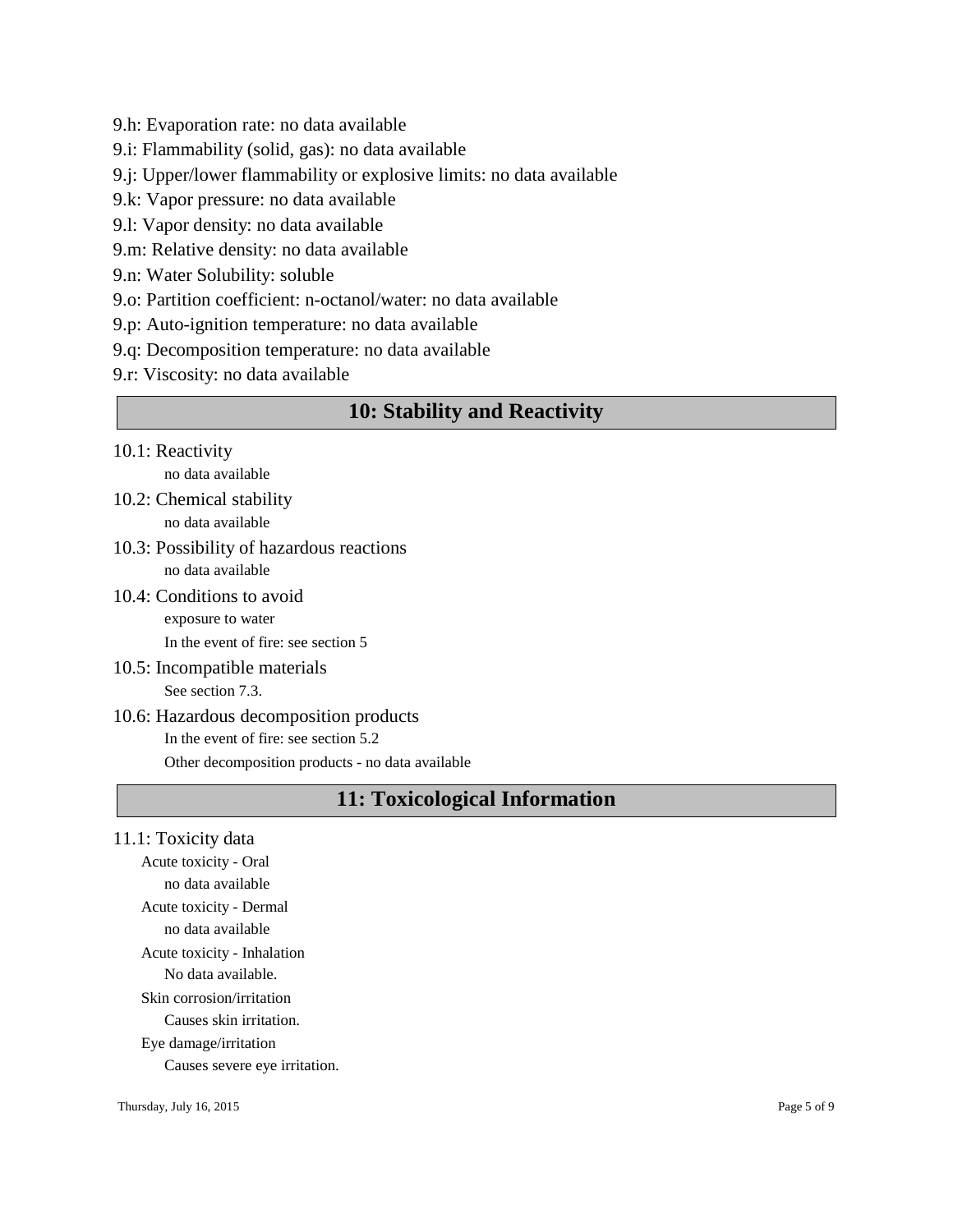9.h: Evaporation rate: no data available

9.i: Flammability (solid, gas): no data available

9.j: Upper/lower flammability or explosive limits: no data available

9.k: Vapor pressure: no data available

9.l: Vapor density: no data available

9.m: Relative density: no data available

9.n: Water Solubility: soluble

9.o: Partition coefficient: n-octanol/water: no data available

9.p: Auto-ignition temperature: no data available

9.q: Decomposition temperature: no data available

9.r: Viscosity: no data available

## 10: Stability and Reactivity

10.1: Reactivity

no data available

10.2: Chemical stability

no data available

10.3: Possibility of hazardous reactions

no data available

10.4: Conditions to avoid

exposure to water

In the event of fire: see section 5

10.5: Incompatible materials

See section 7.3.

10.6: Hazardous decomposition products

In the event of fire: see section 5.2

Other decomposition products - no data available

## 11: Toxicological Information

11.1: Toxicity data

Acute toxicity - Oral

no data available

Acute toxicity - Dermal

no data available

Acute toxicity - Inhalation

No data available.

Skin corrosion/irritation

Causes skin irritation.

Eye damage/irritation

Causes severe eye irritation.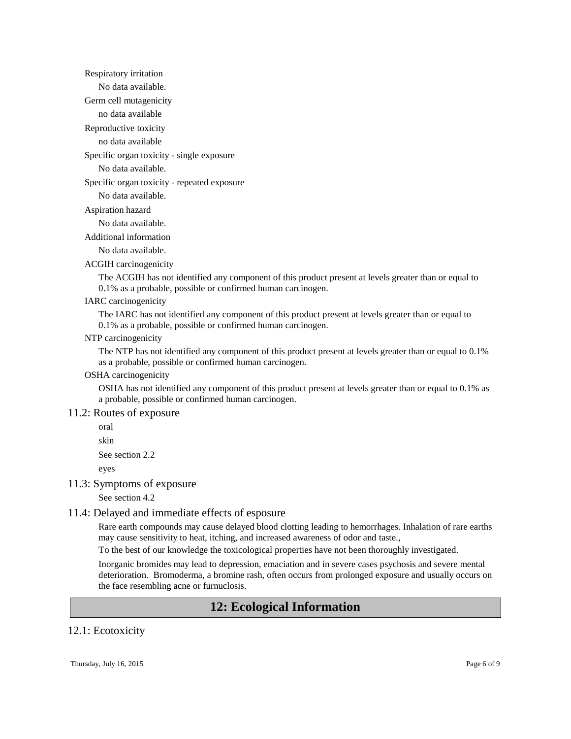Respiratory irritation

No data available.

Germ cell mutagenicity

no data available

Reproductive toxicity

no data available

Specific organ toxicity - single exposure

No data available.

Specific organ toxicity - repeated exposure

No data available.

Aspiration hazard

No data available.

Additional information

No data available.

ACGIH carcinogenicity

The ACGIH has not identified any component of this product present at levels greater than or equal to 0.1% as a probable, possible or confirmed human carcinogen.

IARC carcinogenicity

The IARC has not identified any component of this product present at levels greater than or equal to 0.1% as a probable, possible or confirmed human carcinogen.

NTP carcinogenicity

The NTP has not identified any component of this product present at levels greater than or equal to 0.1% as a probable, possible or confirmed human carcinogen.

OSHA carcinogenicity

OSHA has not identified any component of this product present at levels greater than or equal to 0.1% as a probable, possible or confirmed human carcinogen.

### 11.2: Routes of exposure

oral

skin

See section 2.2

eyes

### 11.3: Symptoms of exposure

See section 4.2

### 11.4: Delayed and immediate effects of esposure

Rare earth compounds may cause delayed blood clotting leading to hemorrhages. Inhalation of rare earths may cause sensitivity to heat, itching, and increased awareness of odor and taste.,

To the best of our knowledge the toxicological properties have not been thoroughly investigated.

Inorganic bromides may lead to depression, emaciation and in severe cases psychosis and severe mental deterioration. Bromoderma, a bromine rash, often occurs from prolonged exposure and usually occurs on the face resembling acne or furnuclosis.

## 12: Ecological Information

### 12.1: Ecotoxicity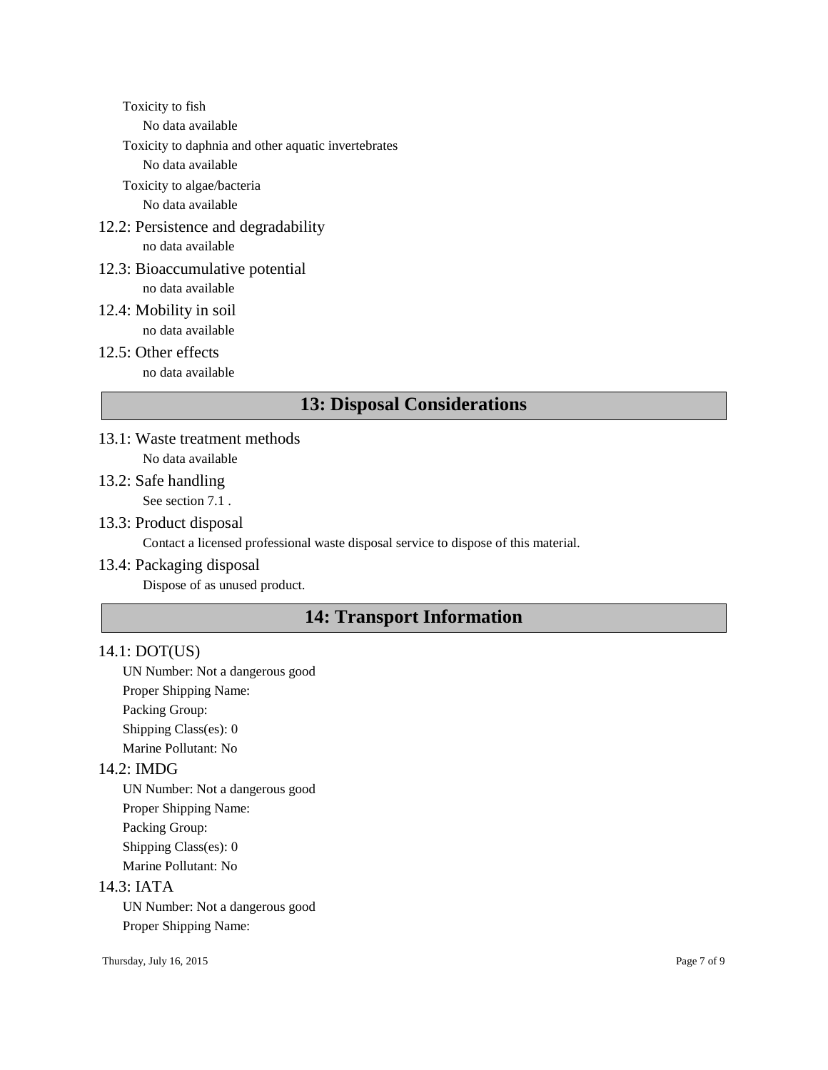Toxicity to fish

No data available

Toxicity to daphnia and other aquatic invertebrates

No data available

Toxicity to algae/bacteria

No data available

### 12.2: Persistence and degradability

no data available

### 12.3: Bioaccumulative potential

no data available

### 12.4: Mobility in soil

no data available

### 12.5: Other effects

no data available

## 13: Disposal Considerations

### 13.1: Waste treatment methods

No data available

### 13.2: Safe handling

See section 7.1 .

### 13.3: Product disposal

Contact a licensed professional waste disposal service to dispose of this material.

### 13.4: Packaging disposal

Dispose of as unused product.

## 14: Transport Information

### 14.1: DOT(US)

UN Number: Not a dangerous good

Proper Shipping Name:

Packing Group:

Shipping Class(es): 0

Marine Pollutant: No

### 14.2: IMDG

UN Number: Not a dangerous good

Proper Shipping Name:

Packing Group:

Shipping Class(es): 0

Marine Pollutant: No

### 14.3: IATA

UN Number: Not a dangerous good

Proper Shipping Name: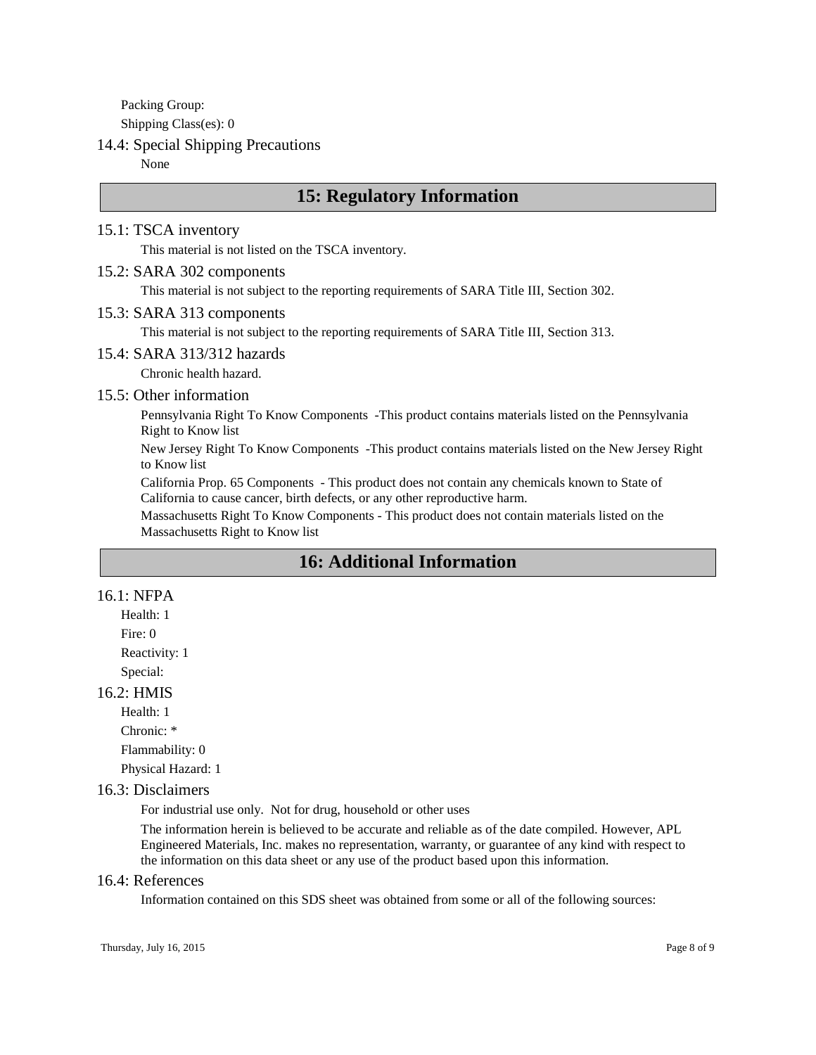Packing Group:

Shipping Class(es): 0

### 14.4: Special Shipping Precautions

None

## 15: Regulatory Information

### 15.1: TSCA inventory

This material is not listed on the TSCA inventory.

### 15.2: SARA 302 components

This material is not subject to the reporting requirements of SARA Title III, Section 302.

### 15.3: SARA 313 components

This material is not subject to the reporting requirements of SARA Title III, Section 313.

### 15.4: SARA 313/312 hazards

Chronic health hazard.

### 15.5: Other information

Pennsylvania Right To Know Components -This product contains materials listed on the Pennsylvania Right to Know list

New Jersey Right To Know Components -This product contains materials listed on the New Jersey Right to Know list

California Prop. 65 Components - This product does not contain any chemicals known to State of California to cause cancer, birth defects, or any other reproductive harm.

Massachusetts Right To Know Components - This product does not contain materials listed on the Massachusetts Right to Know list

## 16: Additional Information

### 16.1: NFPA

Health: 1

Fire: 0

Reactivity: 1

Special:

### 16.2: HMIS

Health: 1

Chronic: *

Flammability: 0

Physical Hazard: 1

### 16.3: Disclaimers

For industrial use only. Not for drug, household or other uses

The information herein is believed to be accurate and reliable as of the date compiled. However, APL Engineered Materials, Inc. makes no representation, warranty, or guarantee of any kind with respect to the information on this data sheet or any use of the product based upon this information.

### 16.4: References

Information contained on this SDS sheet was obtained from some or all of the following sources: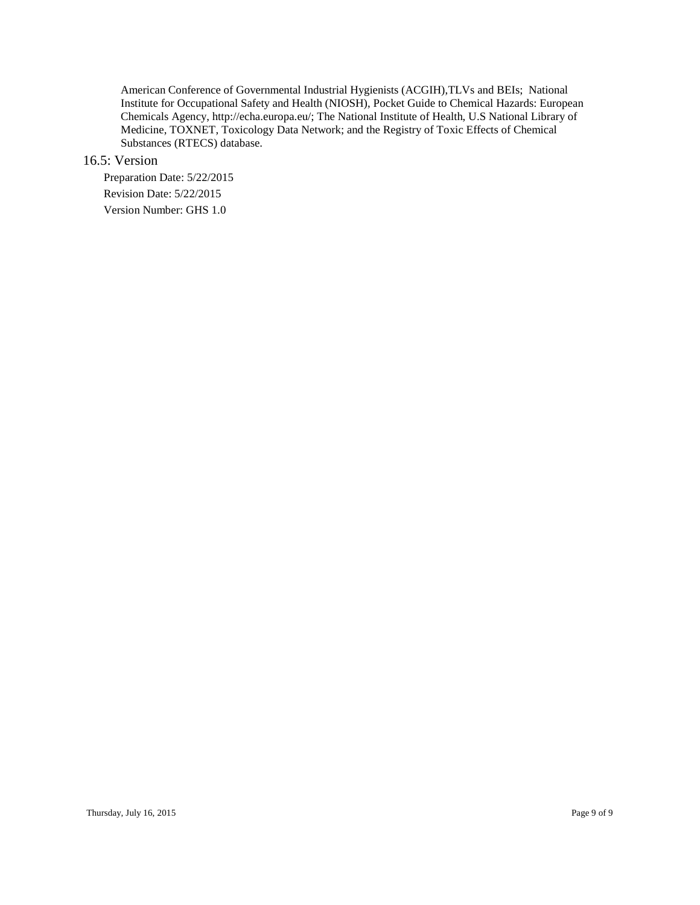American Conference of Governmental Industrial Hygienists (ACGIH),TLVs and BEIs; National Institute for Occupational Safety and Health (NIOSH), Pocket Guide to Chemical Hazards: European Chemicals Agency, http://echa.europa.eu/; The National Institute of Health, U.S National Library of Medicine, TOXNET, Toxicology Data Network; and the Registry of Toxic Effects of Chemical Substances (RTECS) database.

## 16.5: Version

Preparation Date: 5/22/2015

Revision Date: 5/22/2015

Version Number: GHS 1.0